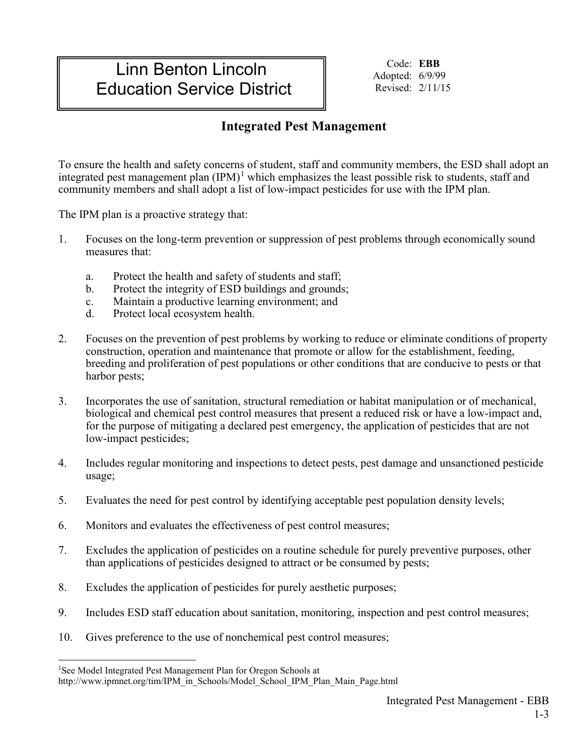# Linn Benton Lincoln Education Service District

Code: **EBB**
Adopted: 6/9/99
Revised: 2/11/15

## Integrated Pest Management

To ensure the health and safety concerns of student, staff and community members, the ESD shall adopt an integrated pest management plan (IPM)[1] which emphasizes the least possible risk to students, staff and community members and shall adopt a list of low-impact pesticides for use with the IPM plan.

The IPM plan is a proactive strategy that:

1. Focuses on the long-term prevention or suppression of pest problems through economically sound measures that:
   a. Protect the health and safety of students and staff;
   b. Protect the integrity of ESD buildings and grounds;
   c. Maintain a productive learning environment; and
   d. Protect local ecosystem health.
2. Focuses on the prevention of pest problems by working to reduce or eliminate conditions of property construction, operation and maintenance that promote or allow for the establishment, feeding, breeding and proliferation of pest populations or other conditions that are conducive to pests or that harbor pests;
3. Incorporates the use of sanitation, structural remediation or habitat manipulation or of mechanical, biological and chemical pest control measures that present a reduced risk or have a low-impact and, for the purpose of mitigating a declared pest emergency, the application of pesticides that are not low-impact pesticides;
4. Includes regular monitoring and inspections to detect pests, pest damage and unsanctioned pesticide usage;
5. Evaluates the need for pest control by identifying acceptable pest population density levels;
6. Monitors and evaluates the effectiveness of pest control measures;
7. Excludes the application of pesticides on a routine schedule for purely preventive purposes, other than applications of pesticides designed to attract or be consumed by pests;
8. Excludes the application of pesticides for purely aesthetic purposes;
9. Includes ESD staff education about sanitation, monitoring, inspection and pest control measures;
10. Gives preference to the use of nonchemical pest control measures;

[1]See Model Integrated Pest Management Plan for Oregon Schools at http://www.ipmnet.org/tim/IPM_in_Schools/Model_School_IPM_Plan_Main_Page.html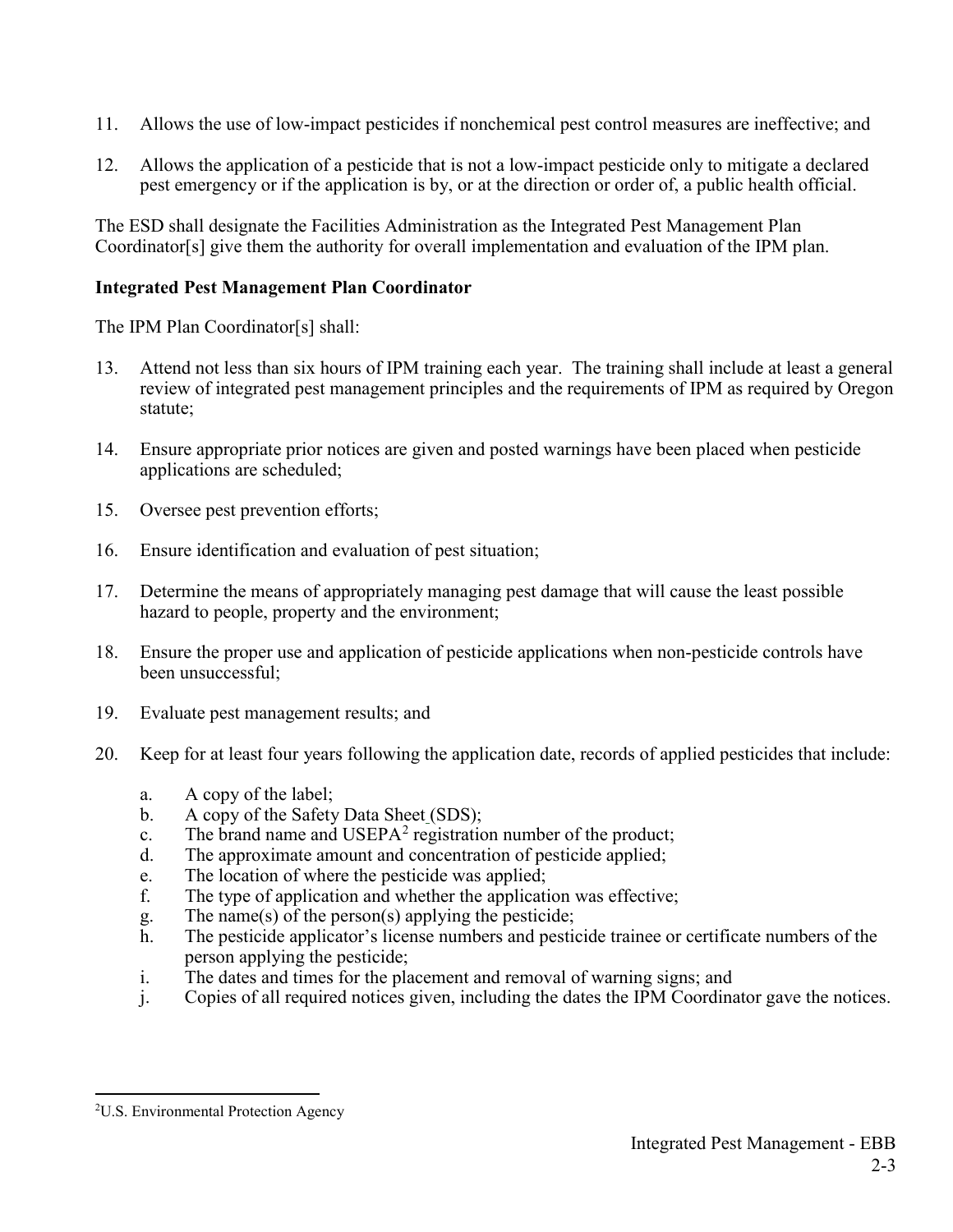11. Allows the use of low-impact pesticides if nonchemical pest control measures are ineffective; and

12. Allows the application of a pesticide that is not a low-impact pesticide only to mitigate a declared pest emergency or if the application is by, or at the direction or order of, a public health official.

The ESD shall designate the Facilities Administration as the Integrated Pest Management Plan Coordinator[s] give them the authority for overall implementation and evaluation of the IPM plan.

**Integrated Pest Management Plan Coordinator**

The IPM Plan Coordinator[s] shall:

13. Attend not less than six hours of IPM training each year. The training shall include at least a general review of integrated pest management principles and the requirements of IPM as required by Oregon statute;

14. Ensure appropriate prior notices are given and posted warnings have been placed when pesticide applications are scheduled;

15. Oversee pest prevention efforts;

16. Ensure identification and evaluation of pest situation;

17. Determine the means of appropriately managing pest damage that will cause the least possible hazard to people, property and the environment;

18. Ensure the proper use and application of pesticide applications when non-pesticide controls have been unsuccessful;

19. Evaluate pest management results; and

20. Keep for at least four years following the application date, records of applied pesticides that include:

    a. A copy of the label;
    b. A copy of the Safety Data Sheet (SDS);
    c. The brand name and USEPA[2] registration number of the product;
    d. The approximate amount and concentration of pesticide applied;
    e. The location of where the pesticide was applied;
    f. The type of application and whether the application was effective;
    g. The name(s) of the person(s) applying the pesticide;
    h. The pesticide applicator's license numbers and pesticide trainee or certificate numbers of the person applying the pesticide;
    i. The dates and times for the placement and removal of warning signs; and
    j. Copies of all required notices given, including the dates the IPM Coordinator gave the notices.

[2]U.S. Environmental Protection Agency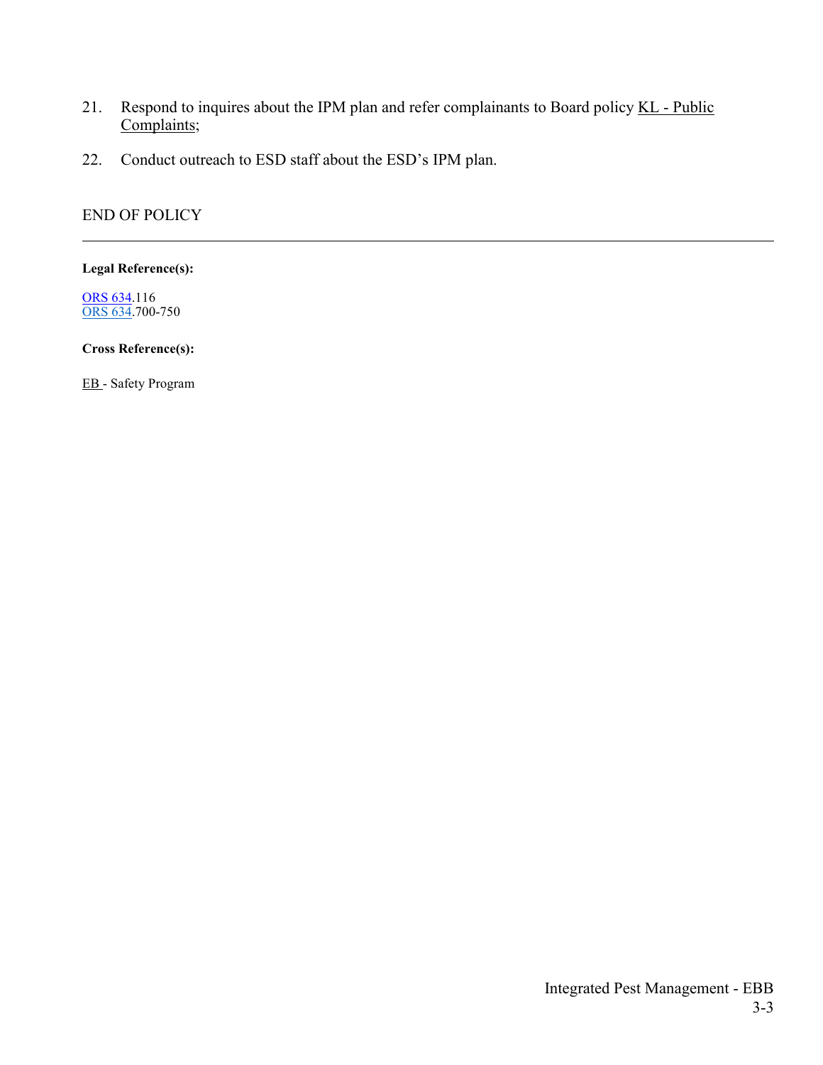21. Respond to inquires about the IPM plan and refer complainants to Board policy KL - Public Complaints;

22. Conduct outreach to ESD staff about the ESD's IPM plan.

END OF POLICY

---

**Legal Reference(s):**

ORS 634.116
ORS 634.700-750

**Cross Reference(s):**

EB - Safety Program